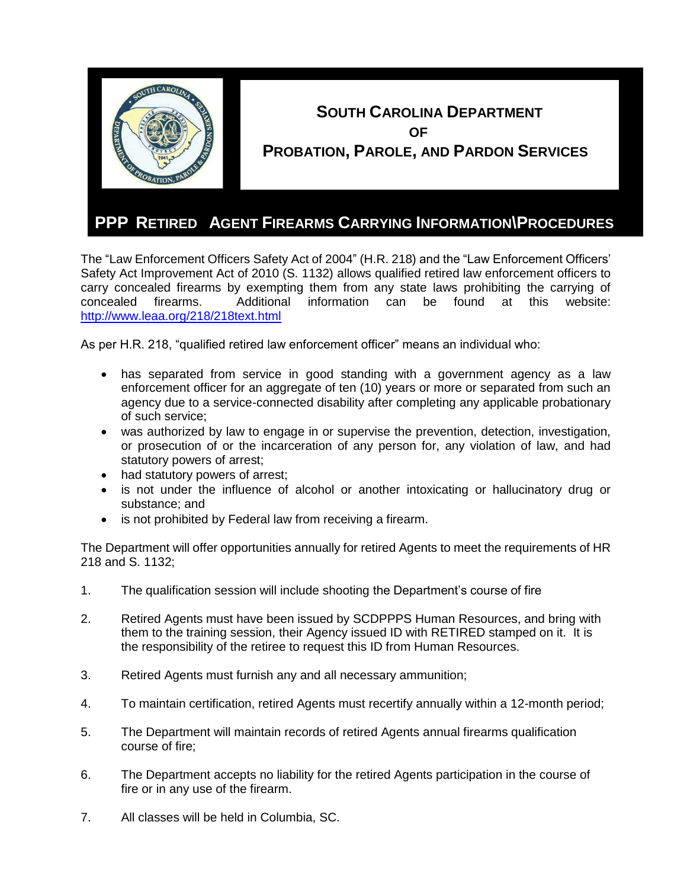# SOUTH CAROLINA DEPARTMENT OF PROBATION, PAROLE, AND PARDON SERVICES

## PPP RETIRED AGENT FIREARMS CARRYING INFORMATION\PROCEDURES

The "Law Enforcement Officers Safety Act of 2004" (H.R. 218) and the "Law Enforcement Officers' Safety Act Improvement Act of 2010 (S. 1132) allows qualified retired law enforcement officers to carry concealed firearms by exempting them from any state laws prohibiting the carrying of concealed firearms. Additional information can be found at this website: http://www.leaa.org/218/218text.html

As per H.R. 218, "qualified retired law enforcement officer" means an individual who:

- has separated from service in good standing with a government agency as a law enforcement officer for an aggregate of ten (10) years or more or separated from such an agency due to a service-connected disability after completing any applicable probationary of such service;
- was authorized by law to engage in or supervise the prevention, detection, investigation, or prosecution of or the incarceration of any person for, any violation of law, and had statutory powers of arrest;
- had statutory powers of arrest;
- is not under the influence of alcohol or another intoxicating or hallucinatory drug or substance; and
- is not prohibited by Federal law from receiving a firearm.

The Department will offer opportunities annually for retired Agents to meet the requirements of HR 218 and S. 1132;

1. The qualification session will include shooting the Department's course of fire
2. Retired Agents must have been issued by SCDPPPS Human Resources, and bring with them to the training session, their Agency issued ID with RETIRED stamped on it. It is the responsibility of the retiree to request this ID from Human Resources.
3. Retired Agents must furnish any and all necessary ammunition;
4. To maintain certification, retired Agents must recertify annually within a 12-month period;
5. The Department will maintain records of retired Agents annual firearms qualification course of fire;
6. The Department accepts no liability for the retired Agents participation in the course of fire or in any use of the firearm.
7. All classes will be held in Columbia, SC.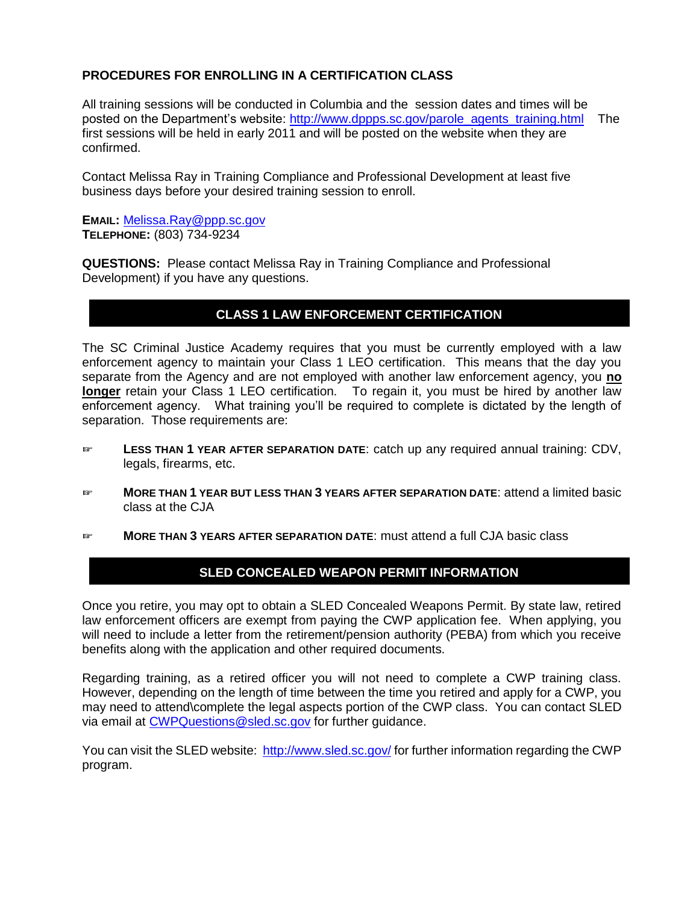## PROCEDURES FOR ENROLLING IN A CERTIFICATION CLASS

All training sessions will be conducted in Columbia and the session dates and times will be posted on the Department's website: http://www.dppps.sc.gov/parole_agents_training.html The first sessions will be held in early 2011 and will be posted on the website when they are confirmed.

Contact Melissa Ray in Training Compliance and Professional Development at least five business days before your desired training session to enroll.

**EMAIL:** Melissa.Ray@ppp.sc.gov
**TELEPHONE:** (803) 734-9234

**QUESTIONS:** Please contact Melissa Ray in Training Compliance and Professional Development) if you have any questions.

## CLASS 1 LAW ENFORCEMENT CERTIFICATION

The SC Criminal Justice Academy requires that you must be currently employed with a law enforcement agency to maintain your Class 1 LEO certification. This means that the day you separate from the Agency and are not employed with another law enforcement agency, you **no longer** retain your Class 1 LEO certification. To regain it, you must be hired by another law enforcement agency. What training you'll be required to complete is dictated by the length of separation. Those requirements are:

- **LESS THAN 1 YEAR AFTER SEPARATION DATE**: catch up any required annual training: CDV, legals, firearms, etc.
- **MORE THAN 1 YEAR BUT LESS THAN 3 YEARS AFTER SEPARATION DATE**: attend a limited basic class at the CJA
- **MORE THAN 3 YEARS AFTER SEPARATION DATE**: must attend a full CJA basic class

## SLED CONCEALED WEAPON PERMIT INFORMATION

Once you retire, you may opt to obtain a SLED Concealed Weapons Permit. By state law, retired law enforcement officers are exempt from paying the CWP application fee. When applying, you will need to include a letter from the retirement/pension authority (PEBA) from which you receive benefits along with the application and other required documents.

Regarding training, as a retired officer you will not need to complete a CWP training class. However, depending on the length of time between the time you retired and apply for a CWP, you may need to attend\complete the legal aspects portion of the CWP class. You can contact SLED via email at CWPQuestions@sled.sc.gov for further guidance.

You can visit the SLED website: http://www.sled.sc.gov/ for further information regarding the CWP program.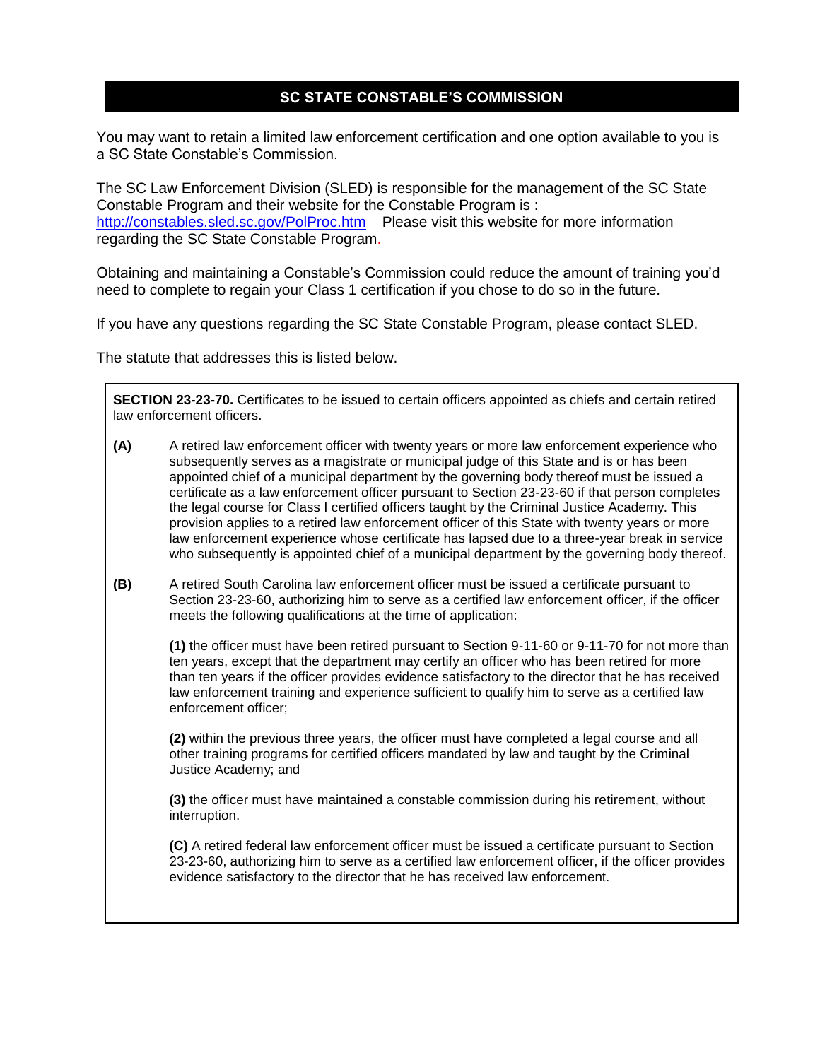## SC STATE CONSTABLE'S COMMISSION

You may want to retain a limited law enforcement certification and one option available to you is a SC State Constable's Commission.

The SC Law Enforcement Division (SLED) is responsible for the management of the SC State Constable Program and their website for the Constable Program is : http://constables.sled.sc.gov/PolProc.htm Please visit this website for more information regarding the SC State Constable Program.

Obtaining and maintaining a Constable's Commission could reduce the amount of training you'd need to complete to regain your Class 1 certification if you chose to do so in the future.

If you have any questions regarding the SC State Constable Program, please contact SLED.

The statute that addresses this is listed below.

**SECTION 23-23-70.** Certificates to be issued to certain officers appointed as chiefs and certain retired law enforcement officers.

**(A)** A retired law enforcement officer with twenty years or more law enforcement experience who subsequently serves as a magistrate or municipal judge of this State and is or has been appointed chief of a municipal department by the governing body thereof must be issued a certificate as a law enforcement officer pursuant to Section 23-23-60 if that person completes the legal course for Class I certified officers taught by the Criminal Justice Academy. This provision applies to a retired law enforcement officer of this State with twenty years or more law enforcement experience whose certificate has lapsed due to a three-year break in service who subsequently is appointed chief of a municipal department by the governing body thereof.

**(B)** A retired South Carolina law enforcement officer must be issued a certificate pursuant to Section 23-23-60, authorizing him to serve as a certified law enforcement officer, if the officer meets the following qualifications at the time of application:

**(1)** the officer must have been retired pursuant to Section 9-11-60 or 9-11-70 for not more than ten years, except that the department may certify an officer who has been retired for more than ten years if the officer provides evidence satisfactory to the director that he has received law enforcement training and experience sufficient to qualify him to serve as a certified law enforcement officer;

**(2)** within the previous three years, the officer must have completed a legal course and all other training programs for certified officers mandated by law and taught by the Criminal Justice Academy; and

**(3)** the officer must have maintained a constable commission during his retirement, without interruption.

**(C)** A retired federal law enforcement officer must be issued a certificate pursuant to Section 23-23-60, authorizing him to serve as a certified law enforcement officer, if the officer provides evidence satisfactory to the director that he has received law enforcement.